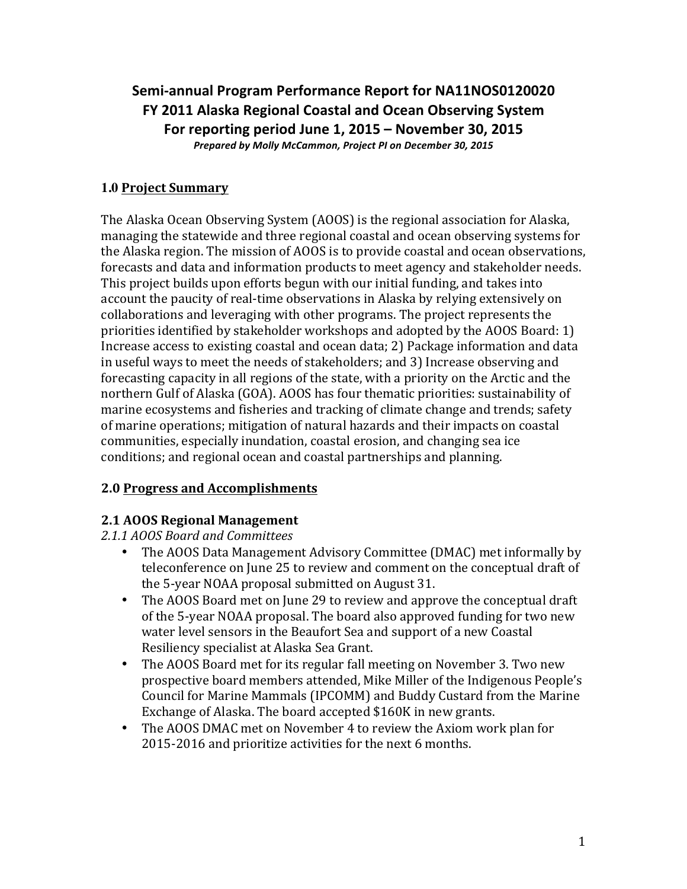# Semi-annual Program Performance Report for NA11NOS0120020
# FY 2011 Alaska Regional Coastal and Ocean Observing System
# For reporting period June 1, 2015 – November 30, 2015

***Prepared by Molly McCammon, Project PI on December 30, 2015***

## 1.0 Project Summary

The Alaska Ocean Observing System (AOOS) is the regional association for Alaska, managing the statewide and three regional coastal and ocean observing systems for the Alaska region. The mission of AOOS is to provide coastal and ocean observations, forecasts and data and information products to meet agency and stakeholder needs. This project builds upon efforts begun with our initial funding, and takes into account the paucity of real-time observations in Alaska by relying extensively on collaborations and leveraging with other programs. The project represents the priorities identified by stakeholder workshops and adopted by the AOOS Board: 1) Increase access to existing coastal and ocean data; 2) Package information and data in useful ways to meet the needs of stakeholders; and 3) Increase observing and forecasting capacity in all regions of the state, with a priority on the Arctic and the northern Gulf of Alaska (GOA). AOOS has four thematic priorities: sustainability of marine ecosystems and fisheries and tracking of climate change and trends; safety of marine operations; mitigation of natural hazards and their impacts on coastal communities, especially inundation, coastal erosion, and changing sea ice conditions; and regional ocean and coastal partnerships and planning.

## 2.0 Progress and Accomplishments

### 2.1 AOOS Regional Management

*2.1.1 AOOS Board and Committees*

- The AOOS Data Management Advisory Committee (DMAC) met informally by teleconference on June 25 to review and comment on the conceptual draft of the 5-year NOAA proposal submitted on August 31.
- The AOOS Board met on June 29 to review and approve the conceptual draft of the 5-year NOAA proposal. The board also approved funding for two new water level sensors in the Beaufort Sea and support of a new Coastal Resiliency specialist at Alaska Sea Grant.
- The AOOS Board met for its regular fall meeting on November 3. Two new prospective board members attended, Mike Miller of the Indigenous People's Council for Marine Mammals (IPCOMM) and Buddy Custard from the Marine Exchange of Alaska. The board accepted $160K in new grants.
- The AOOS DMAC met on November 4 to review the Axiom work plan for 2015-2016 and prioritize activities for the next 6 months.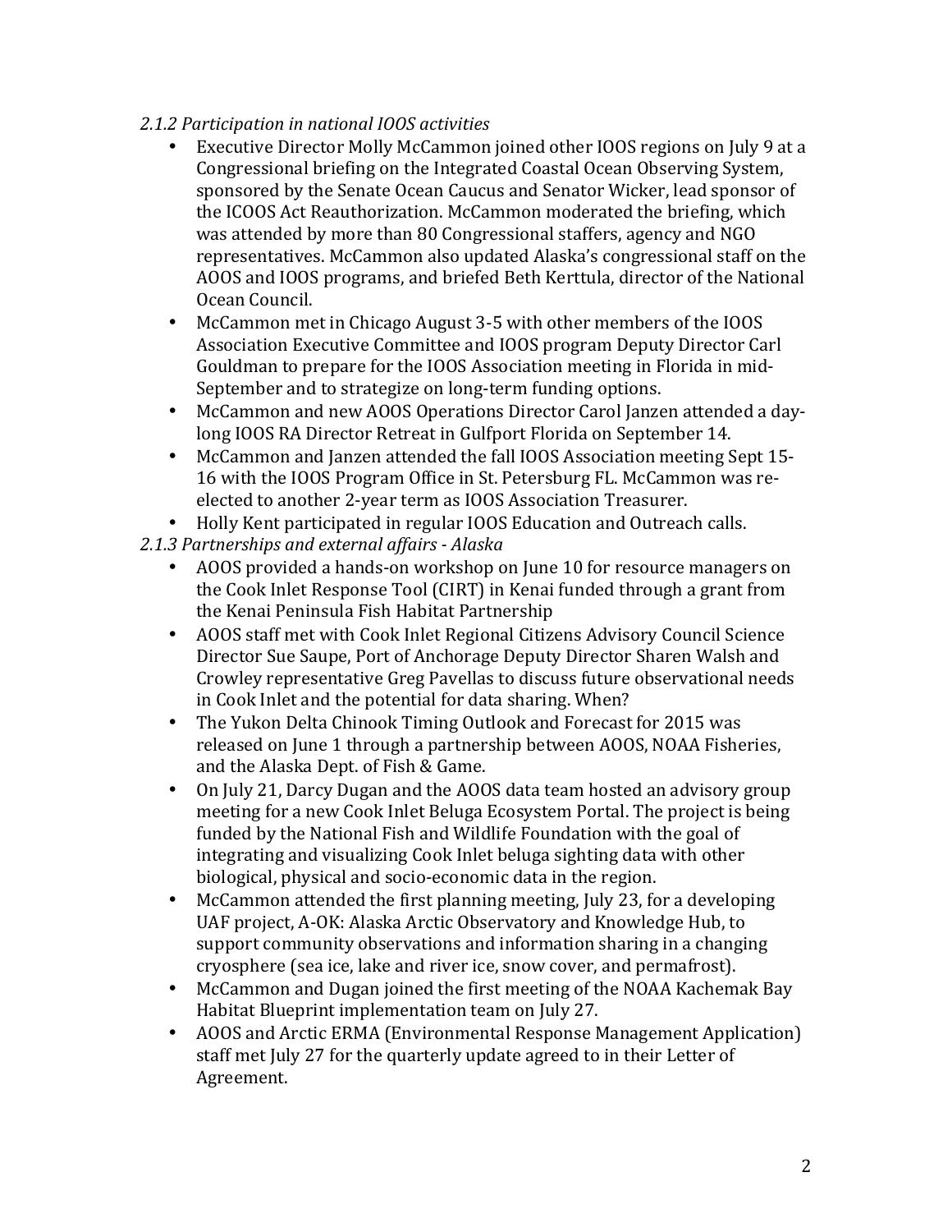*2.1.2 Participation in national IOOS activities*

- Executive Director Molly McCammon joined other IOOS regions on July 9 at a Congressional briefing on the Integrated Coastal Ocean Observing System, sponsored by the Senate Ocean Caucus and Senator Wicker, lead sponsor of the ICOOS Act Reauthorization. McCammon moderated the briefing, which was attended by more than 80 Congressional staffers, agency and NGO representatives. McCammon also updated Alaska's congressional staff on the AOOS and IOOS programs, and briefed Beth Kerttula, director of the National Ocean Council.
- McCammon met in Chicago August 3-5 with other members of the IOOS Association Executive Committee and IOOS program Deputy Director Carl Gouldman to prepare for the IOOS Association meeting in Florida in mid-September and to strategize on long-term funding options.
- McCammon and new AOOS Operations Director Carol Janzen attended a day-long IOOS RA Director Retreat in Gulfport Florida on September 14.
- McCammon and Janzen attended the fall IOOS Association meeting Sept 15-16 with the IOOS Program Office in St. Petersburg FL. McCammon was re-elected to another 2-year term as IOOS Association Treasurer.
- Holly Kent participated in regular IOOS Education and Outreach calls.

*2.1.3 Partnerships and external affairs - Alaska*

- AOOS provided a hands-on workshop on June 10 for resource managers on the Cook Inlet Response Tool (CIRT) in Kenai funded through a grant from the Kenai Peninsula Fish Habitat Partnership
- AOOS staff met with Cook Inlet Regional Citizens Advisory Council Science Director Sue Saupe, Port of Anchorage Deputy Director Sharen Walsh and Crowley representative Greg Pavellas to discuss future observational needs in Cook Inlet and the potential for data sharing. When?
- The Yukon Delta Chinook Timing Outlook and Forecast for 2015 was released on June 1 through a partnership between AOOS, NOAA Fisheries, and the Alaska Dept. of Fish & Game.
- On July 21, Darcy Dugan and the AOOS data team hosted an advisory group meeting for a new Cook Inlet Beluga Ecosystem Portal. The project is being funded by the National Fish and Wildlife Foundation with the goal of integrating and visualizing Cook Inlet beluga sighting data with other biological, physical and socio-economic data in the region.
- McCammon attended the first planning meeting, July 23, for a developing UAF project, A-OK: Alaska Arctic Observatory and Knowledge Hub, to support community observations and information sharing in a changing cryosphere (sea ice, lake and river ice, snow cover, and permafrost).
- McCammon and Dugan joined the first meeting of the NOAA Kachemak Bay Habitat Blueprint implementation team on July 27.
- AOOS and Arctic ERMA (Environmental Response Management Application) staff met July 27 for the quarterly update agreed to in their Letter of Agreement.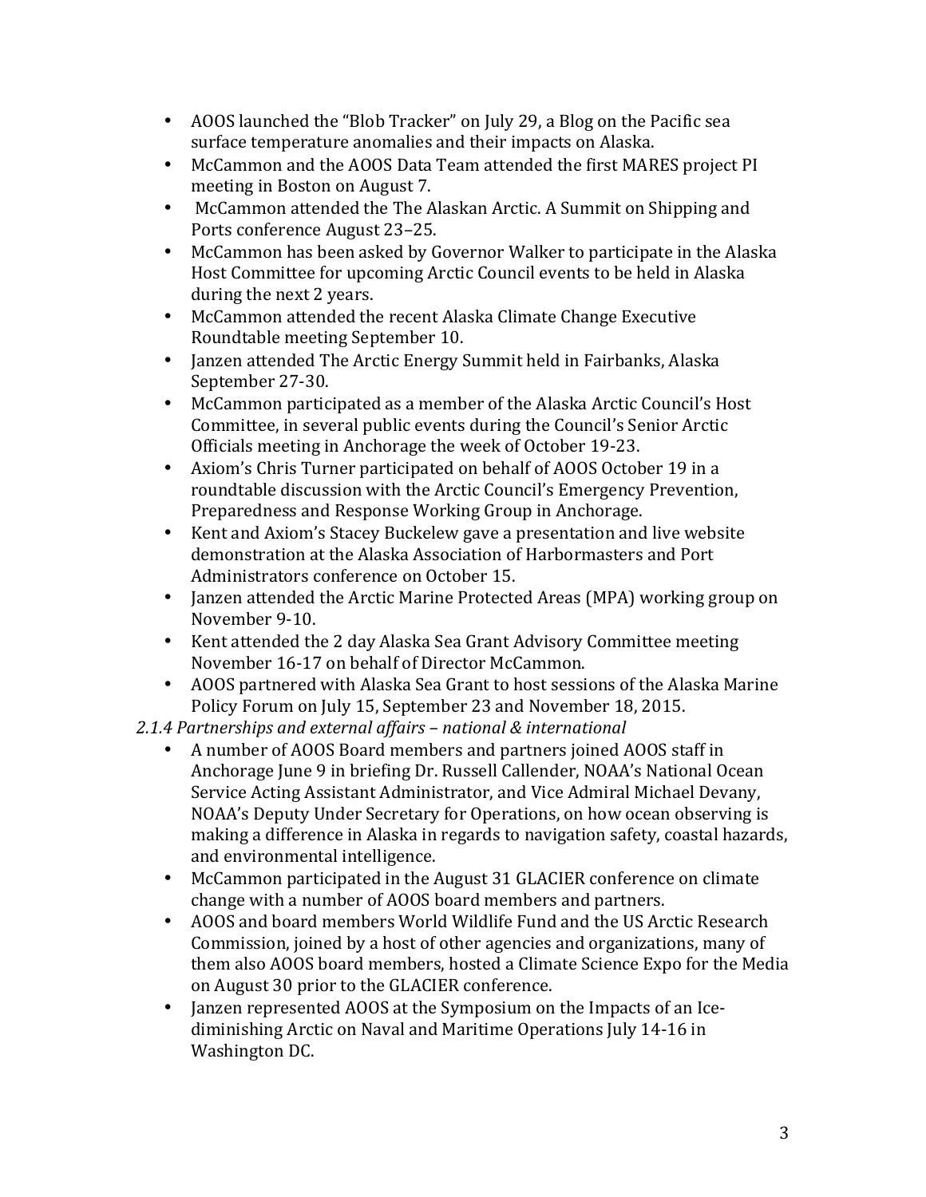- AOOS launched the “Blob Tracker” on July 29, a Blog on the Pacific sea surface temperature anomalies and their impacts on Alaska.
- McCammon and the AOOS Data Team attended the first MARES project PI meeting in Boston on August 7.
- McCammon attended the The Alaskan Arctic. A Summit on Shipping and Ports conference August 23–25.
- McCammon has been asked by Governor Walker to participate in the Alaska Host Committee for upcoming Arctic Council events to be held in Alaska during the next 2 years.
- McCammon attended the recent Alaska Climate Change Executive Roundtable meeting September 10.
- Janzen attended The Arctic Energy Summit held in Fairbanks, Alaska September 27-30.
- McCammon participated as a member of the Alaska Arctic Council’s Host Committee, in several public events during the Council’s Senior Arctic Officials meeting in Anchorage the week of October 19-23.
- Axiom’s Chris Turner participated on behalf of AOOS October 19 in a roundtable discussion with the Arctic Council’s Emergency Prevention, Preparedness and Response Working Group in Anchorage.
- Kent and Axiom’s Stacey Buckelew gave a presentation and live website demonstration at the Alaska Association of Harbormasters and Port Administrators conference on October 15.
- Janzen attended the Arctic Marine Protected Areas (MPA) working group on November 9-10.
- Kent attended the 2 day Alaska Sea Grant Advisory Committee meeting November 16-17 on behalf of Director McCammon.
- AOOS partnered with Alaska Sea Grant to host sessions of the Alaska Marine Policy Forum on July 15, September 23 and November 18, 2015.

*2.1.4 Partnerships and external affairs – national & international*

- A number of AOOS Board members and partners joined AOOS staff in Anchorage June 9 in briefing Dr. Russell Callender, NOAA’s National Ocean Service Acting Assistant Administrator, and Vice Admiral Michael Devany, NOAA’s Deputy Under Secretary for Operations, on how ocean observing is making a difference in Alaska in regards to navigation safety, coastal hazards, and environmental intelligence.
- McCammon participated in the August 31 GLACIER conference on climate change with a number of AOOS board members and partners.
- AOOS and board members World Wildlife Fund and the US Arctic Research Commission, joined by a host of other agencies and organizations, many of them also AOOS board members, hosted a Climate Science Expo for the Media on August 30 prior to the GLACIER conference.
- Janzen represented AOOS at the Symposium on the Impacts of an Ice-diminishing Arctic on Naval and Maritime Operations July 14-16 in Washington DC.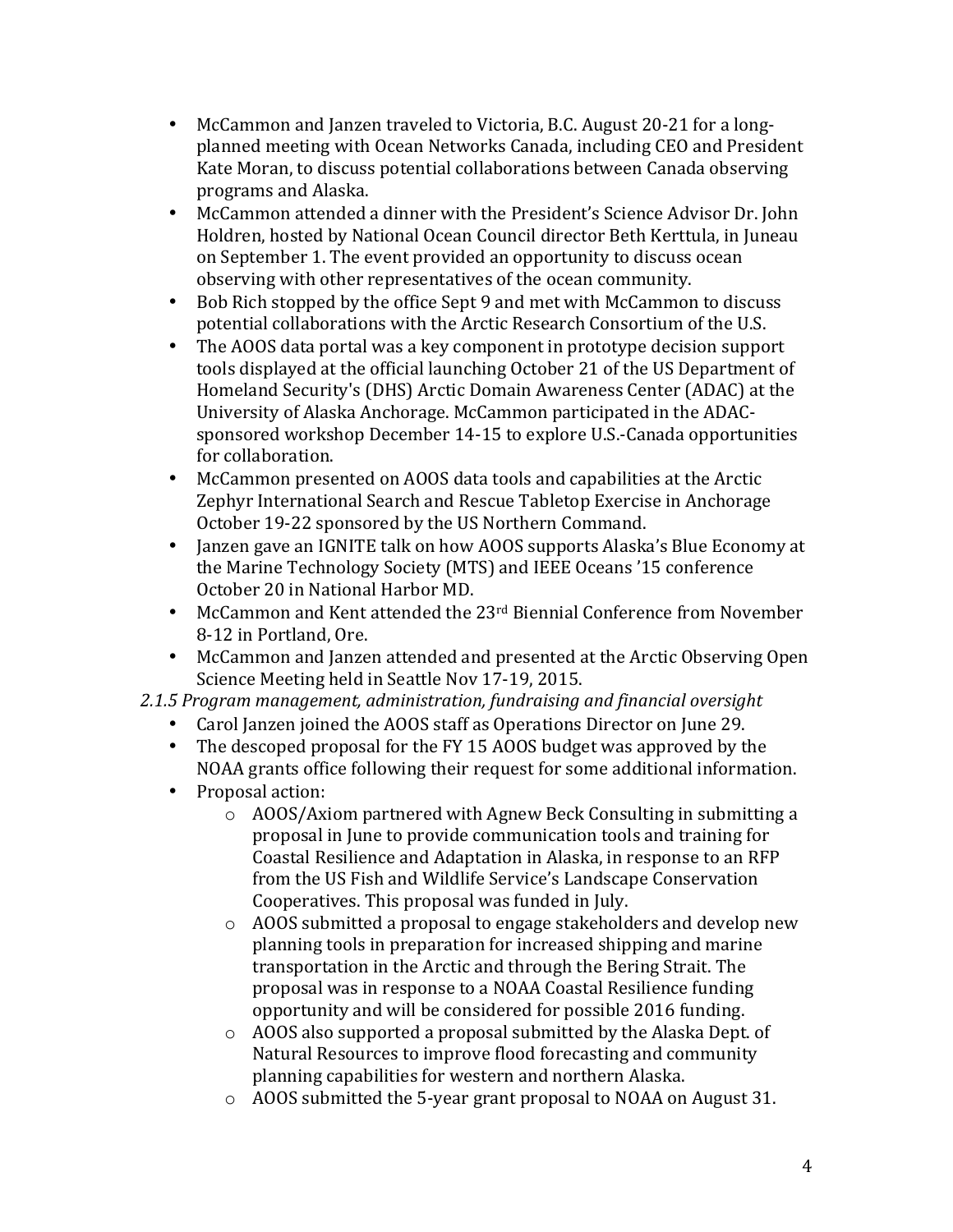- McCammon and Janzen traveled to Victoria, B.C. August 20-21 for a long-planned meeting with Ocean Networks Canada, including CEO and President Kate Moran, to discuss potential collaborations between Canada observing programs and Alaska.
- McCammon attended a dinner with the President's Science Advisor Dr. John Holdren, hosted by National Ocean Council director Beth Kerttula, in Juneau on September 1. The event provided an opportunity to discuss ocean observing with other representatives of the ocean community.
- Bob Rich stopped by the office Sept 9 and met with McCammon to discuss potential collaborations with the Arctic Research Consortium of the U.S.
- The AOOS data portal was a key component in prototype decision support tools displayed at the official launching October 21 of the US Department of Homeland Security's (DHS) Arctic Domain Awareness Center (ADAC) at the University of Alaska Anchorage. McCammon participated in the ADAC-sponsored workshop December 14-15 to explore U.S.-Canada opportunities for collaboration.
- McCammon presented on AOOS data tools and capabilities at the Arctic Zephyr International Search and Rescue Tabletop Exercise in Anchorage October 19-22 sponsored by the US Northern Command.
- Janzen gave an IGNITE talk on how AOOS supports Alaska's Blue Economy at the Marine Technology Society (MTS) and IEEE Oceans '15 conference October 20 in National Harbor MD.
- McCammon and Kent attended the 23rd Biennial Conference from November 8-12 in Portland, Ore.
- McCammon and Janzen attended and presented at the Arctic Observing Open Science Meeting held in Seattle Nov 17-19, 2015.

*2.1.5 Program management, administration, fundraising and financial oversight*

- Carol Janzen joined the AOOS staff as Operations Director on June 29.
- The descoped proposal for the FY 15 AOOS budget was approved by the NOAA grants office following their request for some additional information.
- Proposal action:
  - AOOS/Axiom partnered with Agnew Beck Consulting in submitting a proposal in June to provide communication tools and training for Coastal Resilience and Adaptation in Alaska, in response to an RFP from the US Fish and Wildlife Service's Landscape Conservation Cooperatives. This proposal was funded in July.
  - AOOS submitted a proposal to engage stakeholders and develop new planning tools in preparation for increased shipping and marine transportation in the Arctic and through the Bering Strait. The proposal was in response to a NOAA Coastal Resilience funding opportunity and will be considered for possible 2016 funding.
  - AOOS also supported a proposal submitted by the Alaska Dept. of Natural Resources to improve flood forecasting and community planning capabilities for western and northern Alaska.
  - AOOS submitted the 5-year grant proposal to NOAA on August 31.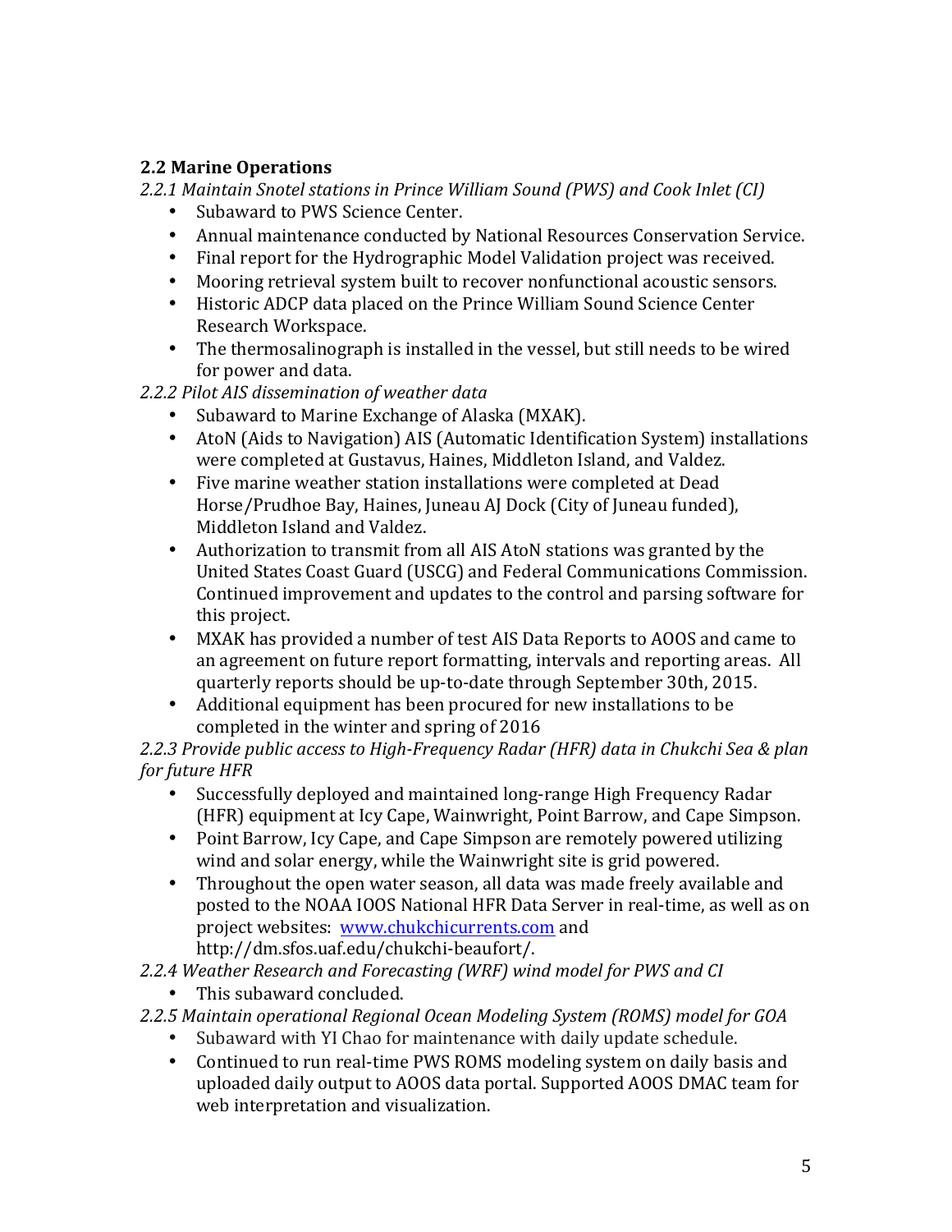### 2.2 Marine Operations

*2.2.1 Maintain Snotel stations in Prince William Sound (PWS) and Cook Inlet (CI)*

- Subaward to PWS Science Center.
- Annual maintenance conducted by National Resources Conservation Service.
- Final report for the Hydrographic Model Validation project was received.
- Mooring retrieval system built to recover nonfunctional acoustic sensors.
- Historic ADCP data placed on the Prince William Sound Science Center Research Workspace.
- The thermosalinograph is installed in the vessel, but still needs to be wired for power and data.

*2.2.2 Pilot AIS dissemination of weather data*

- Subaward to Marine Exchange of Alaska (MXAK).
- AtoN (Aids to Navigation) AIS (Automatic Identification System) installations were completed at Gustavus, Haines, Middleton Island, and Valdez.
- Five marine weather station installations were completed at Dead Horse/Prudhoe Bay, Haines, Juneau AJ Dock (City of Juneau funded), Middleton Island and Valdez.
- Authorization to transmit from all AIS AtoN stations was granted by the United States Coast Guard (USCG) and Federal Communications Commission. Continued improvement and updates to the control and parsing software for this project.
- MXAK has provided a number of test AIS Data Reports to AOOS and came to an agreement on future report formatting, intervals and reporting areas. All quarterly reports should be up-to-date through September 30th, 2015.
- Additional equipment has been procured for new installations to be completed in the winter and spring of 2016

*2.2.3 Provide public access to High-Frequency Radar (HFR) data in Chukchi Sea & plan for future HFR*

- Successfully deployed and maintained long-range High Frequency Radar (HFR) equipment at Icy Cape, Wainwright, Point Barrow, and Cape Simpson.
- Point Barrow, Icy Cape, and Cape Simpson are remotely powered utilizing wind and solar energy, while the Wainwright site is grid powered.
- Throughout the open water season, all data was made freely available and posted to the NOAA IOOS National HFR Data Server in real-time, as well as on project websites: [www.chukchicurrents.com](www.chukchicurrents.com) and http://dm.sfos.uaf.edu/chukchi-beaufort/.

*2.2.4 Weather Research and Forecasting (WRF) wind model for PWS and CI*

- This subaward concluded.

*2.2.5 Maintain operational Regional Ocean Modeling System (ROMS) model for GOA*

- Subaward with YI Chao for maintenance with daily update schedule.
- Continued to run real-time PWS ROMS modeling system on daily basis and uploaded daily output to AOOS data portal. Supported AOOS DMAC team for web interpretation and visualization.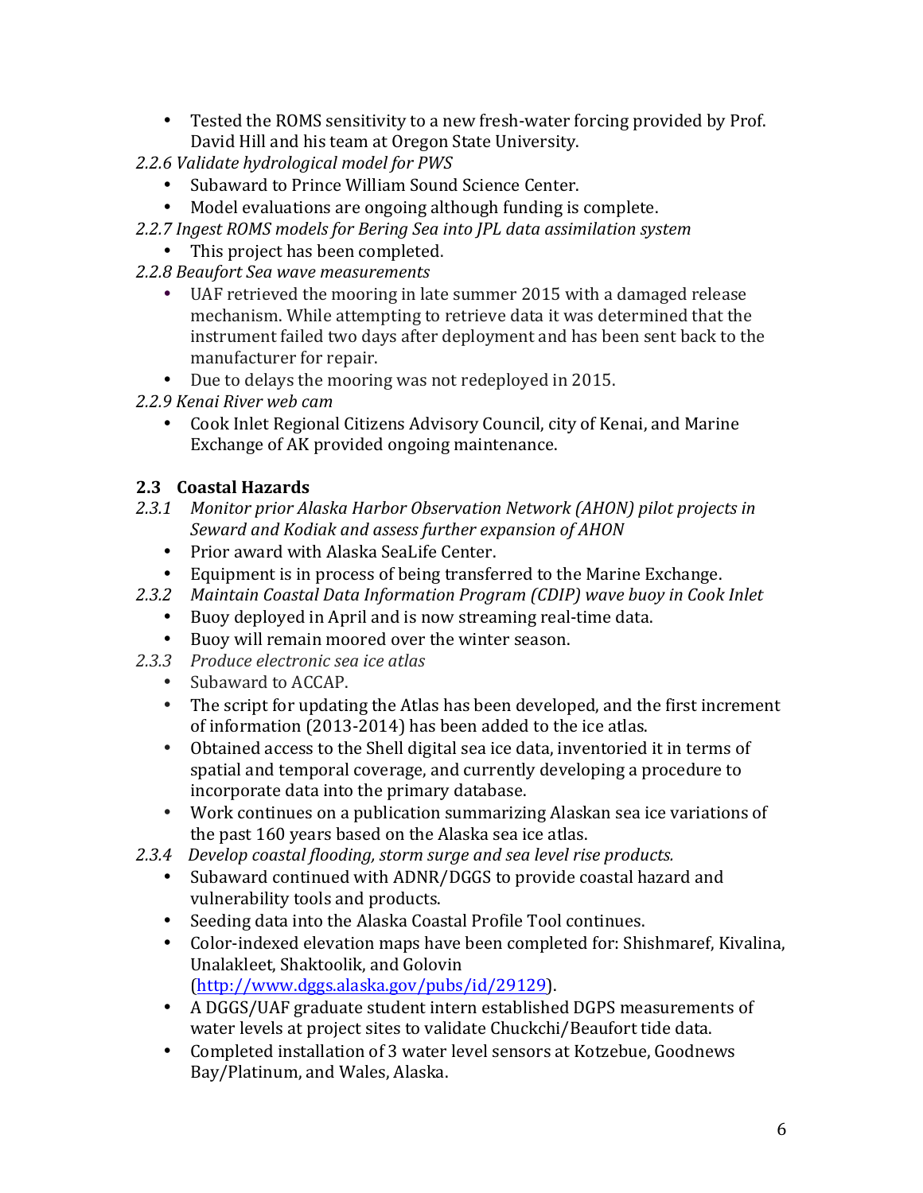- Tested the ROMS sensitivity to a new fresh-water forcing provided by Prof. David Hill and his team at Oregon State University.

*2.2.6 Validate hydrological model for PWS*

- Subaward to Prince William Sound Science Center.
- Model evaluations are ongoing although funding is complete.

*2.2.7 Ingest ROMS models for Bering Sea into JPL data assimilation system*

- This project has been completed.

*2.2.8 Beaufort Sea wave measurements*

- UAF retrieved the mooring in late summer 2015 with a damaged release mechanism. While attempting to retrieve data it was determined that the instrument failed two days after deployment and has been sent back to the manufacturer for repair.
- Due to delays the mooring was not redeployed in 2015.

*2.2.9 Kenai River web cam*

- Cook Inlet Regional Citizens Advisory Council, city of Kenai, and Marine Exchange of AK provided ongoing maintenance.

### 2.3 Coastal Hazards

*2.3.1 Monitor prior Alaska Harbor Observation Network (AHON) pilot projects in Seward and Kodiak and assess further expansion of AHON*

- Prior award with Alaska SeaLife Center.
- Equipment is in process of being transferred to the Marine Exchange.

*2.3.2 Maintain Coastal Data Information Program (CDIP) wave buoy in Cook Inlet*

- Buoy deployed in April and is now streaming real-time data.
- Buoy will remain moored over the winter season.

*2.3.3 Produce electronic sea ice atlas*

- Subaward to ACCAP.
- The script for updating the Atlas has been developed, and the first increment of information (2013-2014) has been added to the ice atlas.
- Obtained access to the Shell digital sea ice data, inventoried it in terms of spatial and temporal coverage, and currently developing a procedure to incorporate data into the primary database.
- Work continues on a publication summarizing Alaskan sea ice variations of the past 160 years based on the Alaska sea ice atlas.

*2.3.4 Develop coastal flooding, storm surge and sea level rise products.*

- Subaward continued with ADNR/DGGS to provide coastal hazard and vulnerability tools and products.
- Seeding data into the Alaska Coastal Profile Tool continues.
- Color-indexed elevation maps have been completed for: Shishmaref, Kivalina, Unalakleet, Shaktoolik, and Golovin (http://www.dggs.alaska.gov/pubs/id/29129).
- A DGGS/UAF graduate student intern established DGPS measurements of water levels at project sites to validate Chuckchi/Beaufort tide data.
- Completed installation of 3 water level sensors at Kotzebue, Goodnews Bay/Platinum, and Wales, Alaska.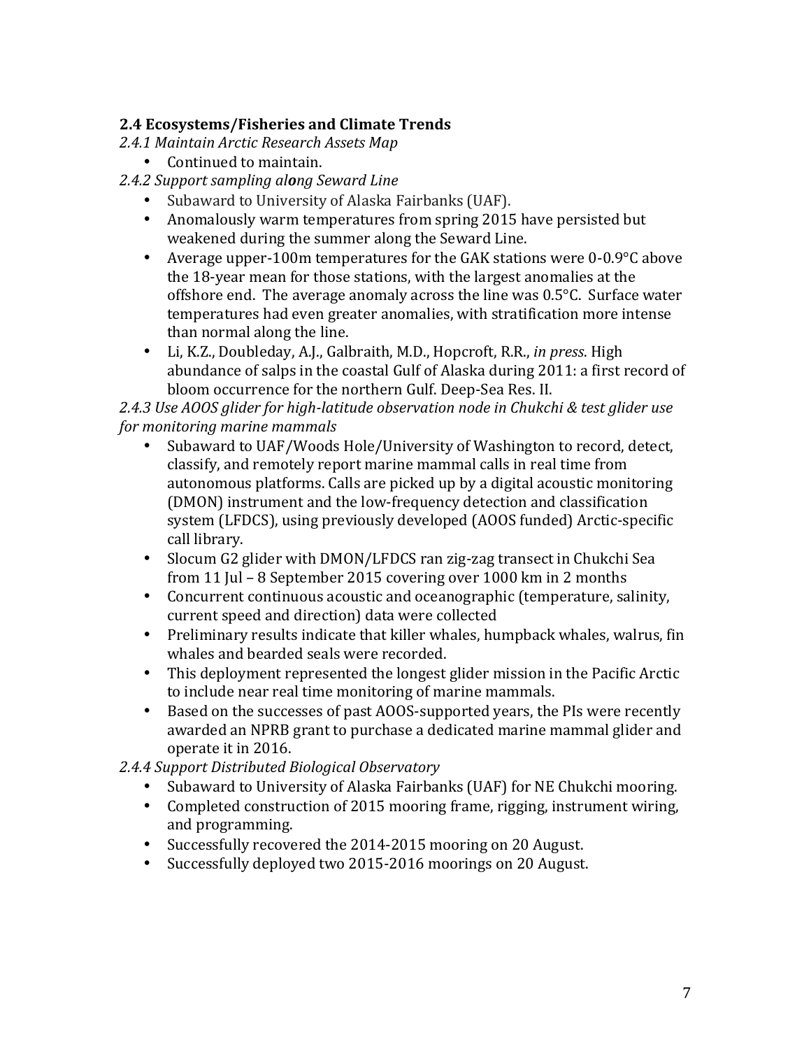## 2.4 Ecosystems/Fisheries and Climate Trends

*2.4.1 Maintain Arctic Research Assets Map*

- Continued to maintain.

*2.4.2 Support sampling al**o**ng Seward Line*

- Subaward to University of Alaska Fairbanks (UAF).
- Anomalously warm temperatures from spring 2015 have persisted but weakened during the summer along the Seward Line.
- Average upper-100m temperatures for the GAK stations were 0-0.9°C above the 18-year mean for those stations, with the largest anomalies at the offshore end. The average anomaly across the line was 0.5°C. Surface water temperatures had even greater anomalies, with stratification more intense than normal along the line.
- Li, K.Z., Doubleday, A.J., Galbraith, M.D., Hopcroft, R.R., *in press*. High abundance of salps in the coastal Gulf of Alaska during 2011: a first record of bloom occurrence for the northern Gulf. Deep-Sea Res. II.

*2.4.3 Use AOOS glider for high-latitude observation node in Chukchi & test glider use for monitoring marine mammals*

- Subaward to UAF/Woods Hole/University of Washington to record, detect, classify, and remotely report marine mammal calls in real time from autonomous platforms. Calls are picked up by a digital acoustic monitoring (DMON) instrument and the low-frequency detection and classification system (LFDCS), using previously developed (AOOS funded) Arctic-specific call library.
- Slocum G2 glider with DMON/LFDCS ran zig-zag transect in Chukchi Sea from 11 Jul – 8 September 2015 covering over 1000 km in 2 months
- Concurrent continuous acoustic and oceanographic (temperature, salinity, current speed and direction) data were collected
- Preliminary results indicate that killer whales, humpback whales, walrus, fin whales and bearded seals were recorded.
- This deployment represented the longest glider mission in the Pacific Arctic to include near real time monitoring of marine mammals.
- Based on the successes of past AOOS-supported years, the PIs were recently awarded an NPRB grant to purchase a dedicated marine mammal glider and operate it in 2016.

*2.4.4 Support Distributed Biological Observatory*

- Subaward to University of Alaska Fairbanks (UAF) for NE Chukchi mooring.
- Completed construction of 2015 mooring frame, rigging, instrument wiring, and programming.
- Successfully recovered the 2014-2015 mooring on 20 August.
- Successfully deployed two 2015-2016 moorings on 20 August.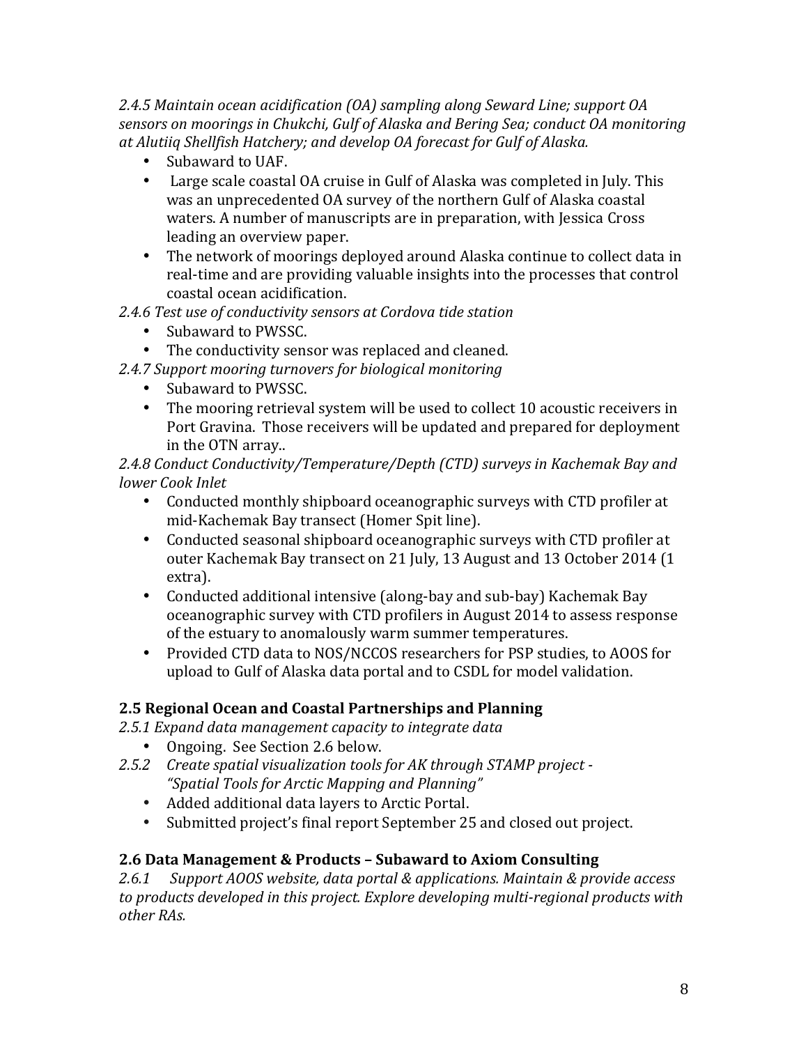*2.4.5 Maintain ocean acidification (OA) sampling along Seward Line; support OA sensors on moorings in Chukchi, Gulf of Alaska and Bering Sea; conduct OA monitoring at Alutiiq Shellfish Hatchery; and develop OA forecast for Gulf of Alaska.*

- Subaward to UAF.
- Large scale coastal OA cruise in Gulf of Alaska was completed in July. This was an unprecedented OA survey of the northern Gulf of Alaska coastal waters. A number of manuscripts are in preparation, with Jessica Cross leading an overview paper.
- The network of moorings deployed around Alaska continue to collect data in real-time and are providing valuable insights into the processes that control coastal ocean acidification.

*2.4.6 Test use of conductivity sensors at Cordova tide station*

- Subaward to PWSSC.
- The conductivity sensor was replaced and cleaned.

*2.4.7 Support mooring turnovers for biological monitoring*

- Subaward to PWSSC.
- The mooring retrieval system will be used to collect 10 acoustic receivers in Port Gravina. Those receivers will be updated and prepared for deployment in the OTN array..

*2.4.8 Conduct Conductivity/Temperature/Depth (CTD) surveys in Kachemak Bay and lower Cook Inlet*

- Conducted monthly shipboard oceanographic surveys with CTD profiler at mid-Kachemak Bay transect (Homer Spit line).
- Conducted seasonal shipboard oceanographic surveys with CTD profiler at outer Kachemak Bay transect on 21 July, 13 August and 13 October 2014 (1 extra).
- Conducted additional intensive (along-bay and sub-bay) Kachemak Bay oceanographic survey with CTD profilers in August 2014 to assess response of the estuary to anomalously warm summer temperatures.
- Provided CTD data to NOS/NCCOS researchers for PSP studies, to AOOS for upload to Gulf of Alaska data portal and to CSDL for model validation.

## 2.5 Regional Ocean and Coastal Partnerships and Planning

*2.5.1 Expand data management capacity to integrate data*

- Ongoing. See Section 2.6 below.

*2.5.2 Create spatial visualization tools for AK through STAMP project - "Spatial Tools for Arctic Mapping and Planning"*

- Added additional data layers to Arctic Portal.
- Submitted project's final report September 25 and closed out project.

## 2.6 Data Management & Products – Subaward to Axiom Consulting

*2.6.1 Support AOOS website, data portal & applications. Maintain & provide access to products developed in this project. Explore developing multi-regional products with other RAs.*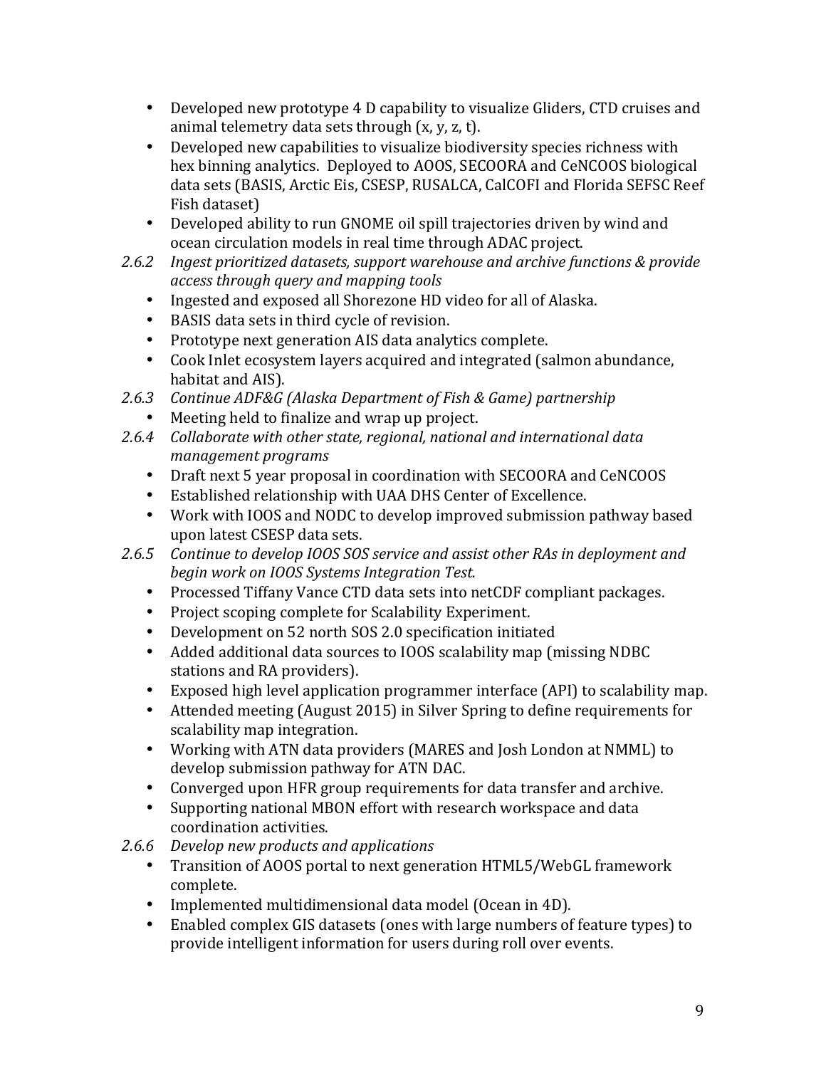- Developed new prototype 4 D capability to visualize Gliders, CTD cruises and animal telemetry data sets through (x, y, z, t).
- Developed new capabilities to visualize biodiversity species richness with hex binning analytics. Deployed to AOOS, SECOORA and CeNCOOS biological data sets (BASIS, Arctic Eis, CSESP, RUSALCA, CalCOFI and Florida SEFSC Reef Fish dataset)
- Developed ability to run GNOME oil spill trajectories driven by wind and ocean circulation models in real time through ADAC project.

2.6.2 *Ingest prioritized datasets, support warehouse and archive functions & provide access through query and mapping tools*

- Ingested and exposed all Shorezone HD video for all of Alaska.
- BASIS data sets in third cycle of revision.
- Prototype next generation AIS data analytics complete.
- Cook Inlet ecosystem layers acquired and integrated (salmon abundance, habitat and AIS).

2.6.3 *Continue ADF&G (Alaska Department of Fish & Game) partnership*

- Meeting held to finalize and wrap up project.

2.6.4 *Collaborate with other state, regional, national and international data management programs*

- Draft next 5 year proposal in coordination with SECOORA and CeNCOOS
- Established relationship with UAA DHS Center of Excellence.
- Work with IOOS and NODC to develop improved submission pathway based upon latest CSESP data sets.

2.6.5 *Continue to develop IOOS SOS service and assist other RAs in deployment and begin work on IOOS Systems Integration Test.*

- Processed Tiffany Vance CTD data sets into netCDF compliant packages.
- Project scoping complete for Scalability Experiment.
- Development on 52 north SOS 2.0 specification initiated
- Added additional data sources to IOOS scalability map (missing NDBC stations and RA providers).
- Exposed high level application programmer interface (API) to scalability map.
- Attended meeting (August 2015) in Silver Spring to define requirements for scalability map integration.
- Working with ATN data providers (MARES and Josh London at NMML) to develop submission pathway for ATN DAC.
- Converged upon HFR group requirements for data transfer and archive.
- Supporting national MBON effort with research workspace and data coordination activities.

2.6.6 *Develop new products and applications*

- Transition of AOOS portal to next generation HTML5/WebGL framework complete.
- Implemented multidimensional data model (Ocean in 4D).
- Enabled complex GIS datasets (ones with large numbers of feature types) to provide intelligent information for users during roll over events.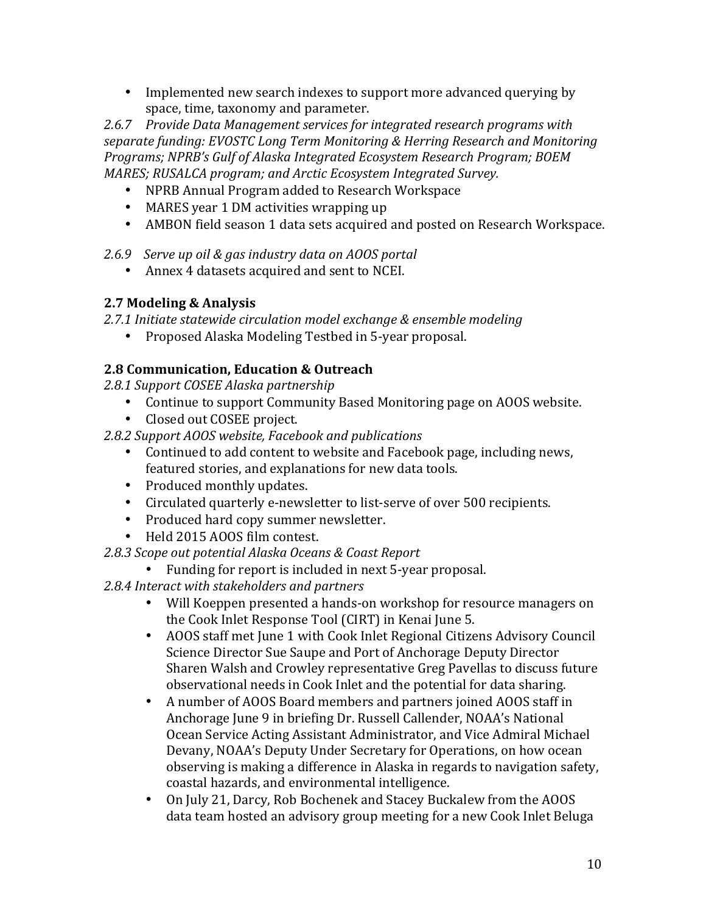- Implemented new search indexes to support more advanced querying by space, time, taxonomy and parameter.

*2.6.7 Provide Data Management services for integrated research programs with separate funding: EVOSTC Long Term Monitoring & Herring Research and Monitoring Programs; NPRB's Gulf of Alaska Integrated Ecosystem Research Program; BOEM MARES; RUSALCA program; and Arctic Ecosystem Integrated Survey.*

- NPRB Annual Program added to Research Workspace
- MARES year 1 DM activities wrapping up
- AMBON field season 1 data sets acquired and posted on Research Workspace.

*2.6.9 Serve up oil & gas industry data on AOOS portal*

- Annex 4 datasets acquired and sent to NCEI.

### 2.7 Modeling & Analysis

*2.7.1 Initiate statewide circulation model exchange & ensemble modeling*

- Proposed Alaska Modeling Testbed in 5-year proposal.

### 2.8 Communication, Education & Outreach

*2.8.1 Support COSEE Alaska partnership*

- Continue to support Community Based Monitoring page on AOOS website.
- Closed out COSEE project.

*2.8.2 Support AOOS website, Facebook and publications*

- Continued to add content to website and Facebook page, including news, featured stories, and explanations for new data tools.
- Produced monthly updates.
- Circulated quarterly e-newsletter to list-serve of over 500 recipients.
- Produced hard copy summer newsletter.
- Held 2015 AOOS film contest.

*2.8.3 Scope out potential Alaska Oceans & Coast Report*

- Funding for report is included in next 5-year proposal.

*2.8.4 Interact with stakeholders and partners*

- Will Koeppen presented a hands-on workshop for resource managers on the Cook Inlet Response Tool (CIRT) in Kenai June 5.
- AOOS staff met June 1 with Cook Inlet Regional Citizens Advisory Council Science Director Sue Saupe and Port of Anchorage Deputy Director Sharen Walsh and Crowley representative Greg Pavellas to discuss future observational needs in Cook Inlet and the potential for data sharing.
- A number of AOOS Board members and partners joined AOOS staff in Anchorage June 9 in briefing Dr. Russell Callender, NOAA's National Ocean Service Acting Assistant Administrator, and Vice Admiral Michael Devany, NOAA's Deputy Under Secretary for Operations, on how ocean observing is making a difference in Alaska in regards to navigation safety, coastal hazards, and environmental intelligence.
- On July 21, Darcy, Rob Bochenek and Stacey Buckalew from the AOOS data team hosted an advisory group meeting for a new Cook Inlet Beluga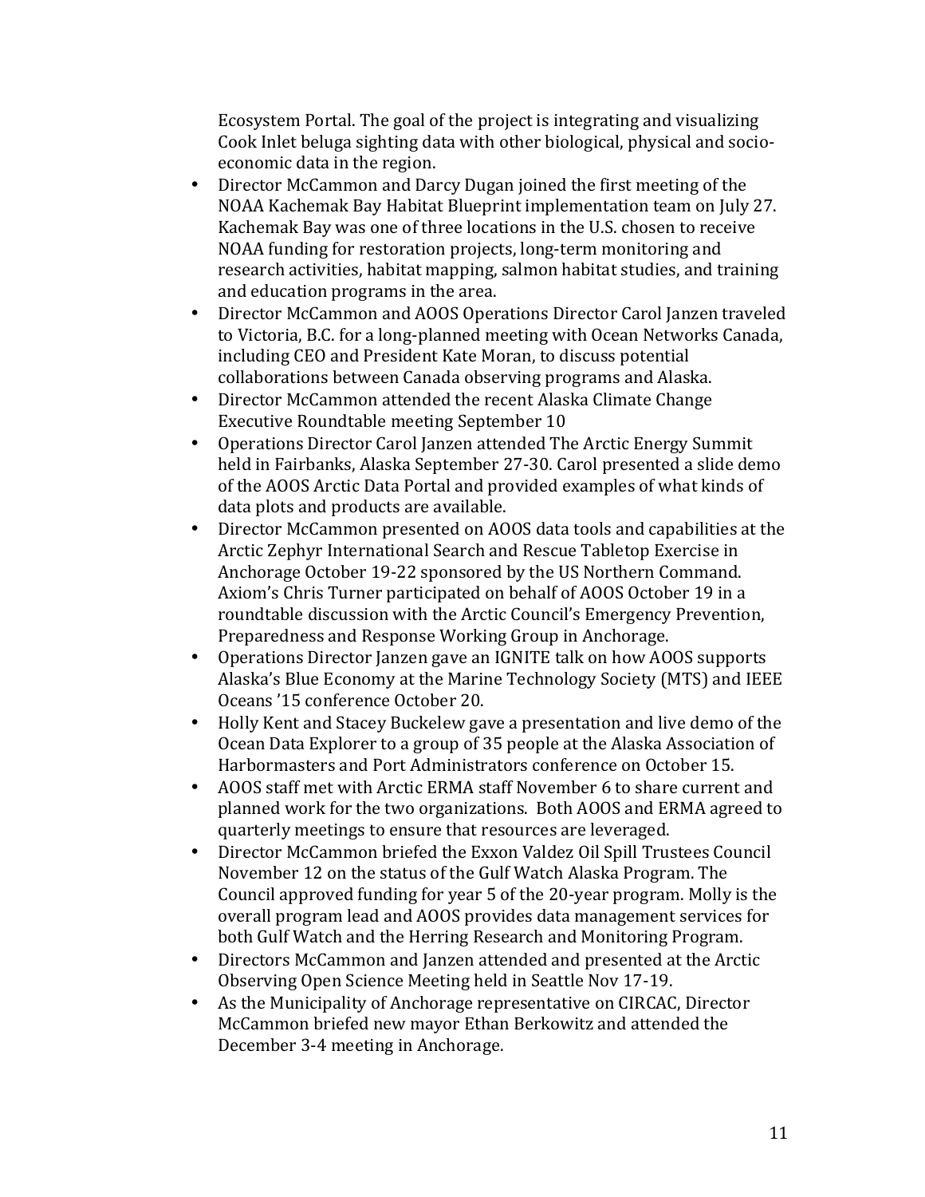Ecosystem Portal. The goal of the project is integrating and visualizing Cook Inlet beluga sighting data with other biological, physical and socio-economic data in the region.

- Director McCammon and Darcy Dugan joined the first meeting of the NOAA Kachemak Bay Habitat Blueprint implementation team on July 27. Kachemak Bay was one of three locations in the U.S. chosen to receive NOAA funding for restoration projects, long-term monitoring and research activities, habitat mapping, salmon habitat studies, and training and education programs in the area.
- Director McCammon and AOOS Operations Director Carol Janzen traveled to Victoria, B.C. for a long-planned meeting with Ocean Networks Canada, including CEO and President Kate Moran, to discuss potential collaborations between Canada observing programs and Alaska.
- Director McCammon attended the recent Alaska Climate Change Executive Roundtable meeting September 10
- Operations Director Carol Janzen attended The Arctic Energy Summit held in Fairbanks, Alaska September 27-30. Carol presented a slide demo of the AOOS Arctic Data Portal and provided examples of what kinds of data plots and products are available.
- Director McCammon presented on AOOS data tools and capabilities at the Arctic Zephyr International Search and Rescue Tabletop Exercise in Anchorage October 19-22 sponsored by the US Northern Command. Axiom's Chris Turner participated on behalf of AOOS October 19 in a roundtable discussion with the Arctic Council's Emergency Prevention, Preparedness and Response Working Group in Anchorage.
- Operations Director Janzen gave an IGNITE talk on how AOOS supports Alaska's Blue Economy at the Marine Technology Society (MTS) and IEEE Oceans '15 conference October 20.
- Holly Kent and Stacey Buckelew gave a presentation and live demo of the Ocean Data Explorer to a group of 35 people at the Alaska Association of Harbormasters and Port Administrators conference on October 15.
- AOOS staff met with Arctic ERMA staff November 6 to share current and planned work for the two organizations. Both AOOS and ERMA agreed to quarterly meetings to ensure that resources are leveraged.
- Director McCammon briefed the Exxon Valdez Oil Spill Trustees Council November 12 on the status of the Gulf Watch Alaska Program. The Council approved funding for year 5 of the 20-year program. Molly is the overall program lead and AOOS provides data management services for both Gulf Watch and the Herring Research and Monitoring Program.
- Directors McCammon and Janzen attended and presented at the Arctic Observing Open Science Meeting held in Seattle Nov 17-19.
- As the Municipality of Anchorage representative on CIRCAC, Director McCammon briefed new mayor Ethan Berkowitz and attended the December 3-4 meeting in Anchorage.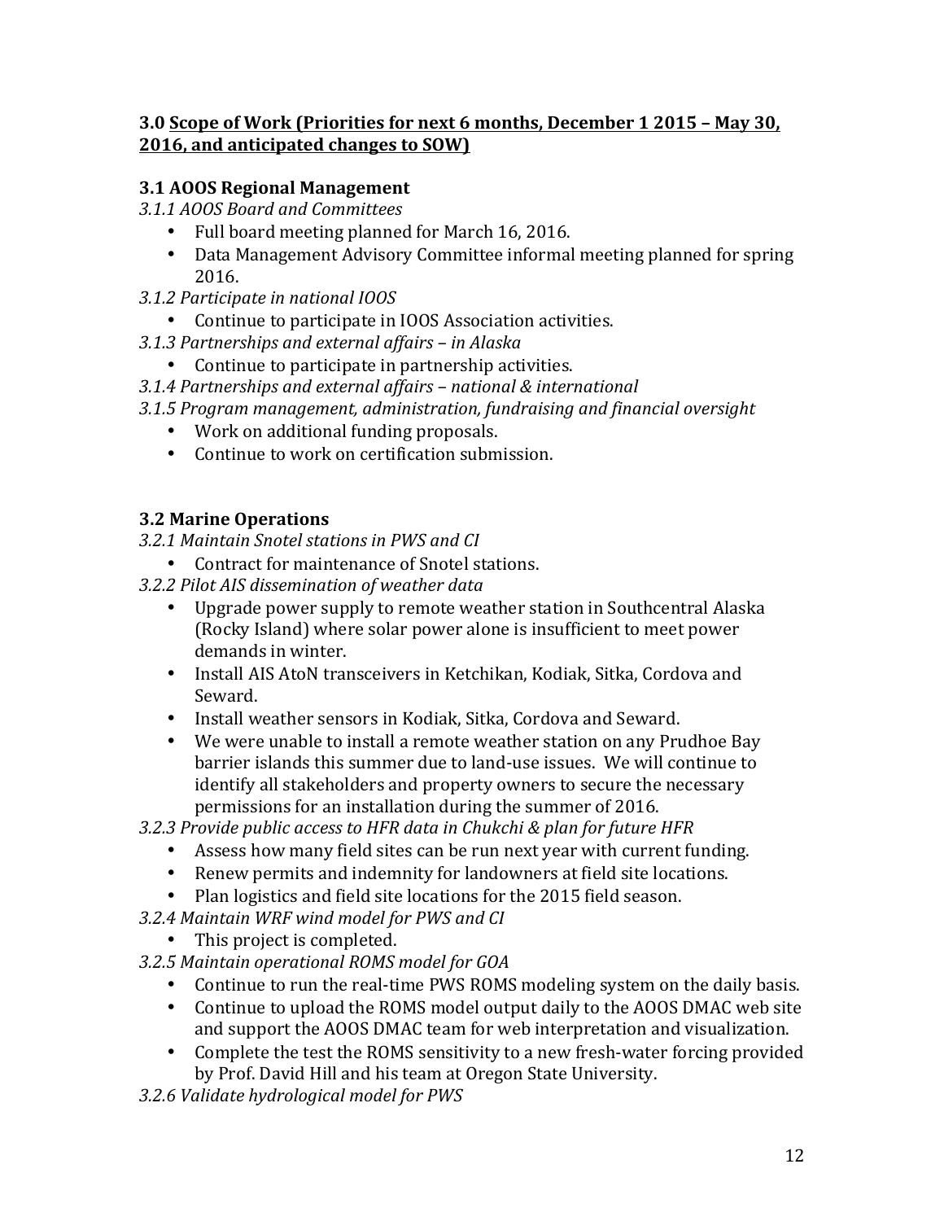### 3.0 <u>Scope of Work (Priorities for next 6 months, December 1 2015 – May 30, 2016, and anticipated changes to SOW)</u>

### 3.1 AOOS Regional Management

*3.1.1 AOOS Board and Committees*

- Full board meeting planned for March 16, 2016.
- Data Management Advisory Committee informal meeting planned for spring 2016.

*3.1.2 Participate in national IOOS*

- Continue to participate in IOOS Association activities.

*3.1.3 Partnerships and external affairs – in Alaska*

- Continue to participate in partnership activities.

*3.1.4 Partnerships and external affairs – national & international*

*3.1.5 Program management, administration, fundraising and financial oversight*

- Work on additional funding proposals.
- Continue to work on certification submission.

### 3.2 Marine Operations

*3.2.1 Maintain Snotel stations in PWS and CI*

- Contract for maintenance of Snotel stations.

*3.2.2 Pilot AIS dissemination of weather data*

- Upgrade power supply to remote weather station in Southcentral Alaska (Rocky Island) where solar power alone is insufficient to meet power demands in winter.
- Install AIS AtoN transceivers in Ketchikan, Kodiak, Sitka, Cordova and Seward.
- Install weather sensors in Kodiak, Sitka, Cordova and Seward.
- We were unable to install a remote weather station on any Prudhoe Bay barrier islands this summer due to land-use issues. We will continue to identify all stakeholders and property owners to secure the necessary permissions for an installation during the summer of 2016.

*3.2.3 Provide public access to HFR data in Chukchi & plan for future HFR*

- Assess how many field sites can be run next year with current funding.
- Renew permits and indemnity for landowners at field site locations.
- Plan logistics and field site locations for the 2015 field season.

*3.2.4 Maintain WRF wind model for PWS and CI*

- This project is completed.

*3.2.5 Maintain operational ROMS model for GOA*

- Continue to run the real-time PWS ROMS modeling system on the daily basis.
- Continue to upload the ROMS model output daily to the AOOS DMAC web site and support the AOOS DMAC team for web interpretation and visualization.
- Complete the test the ROMS sensitivity to a new fresh-water forcing provided by Prof. David Hill and his team at Oregon State University.

*3.2.6 Validate hydrological model for PWS*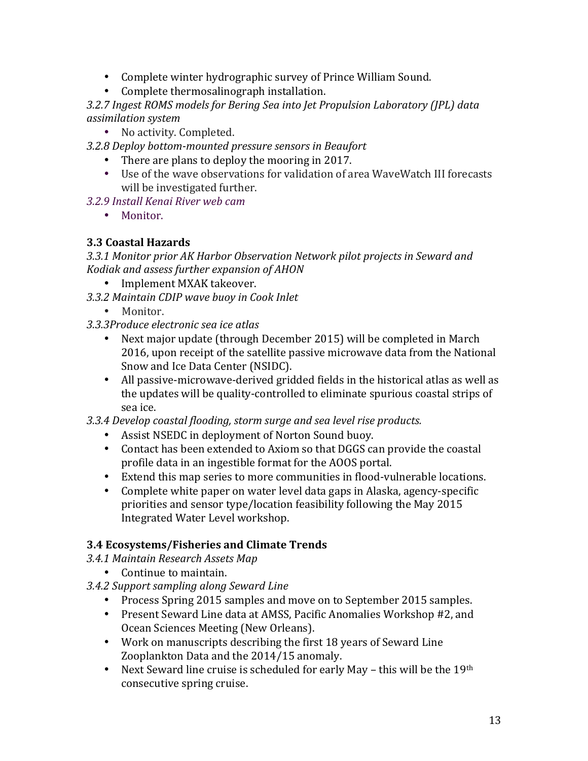- Complete winter hydrographic survey of Prince William Sound.
- Complete thermosalinograph installation.

*3.2.7 Ingest ROMS models for Bering Sea into Jet Propulsion Laboratory (JPL) data assimilation system*

- No activity. Completed.

*3.2.8 Deploy bottom-mounted pressure sensors in Beaufort*

- There are plans to deploy the mooring in 2017.
- Use of the wave observations for validation of area WaveWatch III forecasts will be investigated further.

*3.2.9 Install Kenai River web cam*

- Monitor.

### 3.3 Coastal Hazards

*3.3.1 Monitor prior AK Harbor Observation Network pilot projects in Seward and Kodiak and assess further expansion of AHON*

- Implement MXAK takeover.

*3.3.2 Maintain CDIP wave buoy in Cook Inlet*

- Monitor.

*3.3.3Produce electronic sea ice atlas*

- Next major update (through December 2015) will be completed in March 2016, upon receipt of the satellite passive microwave data from the National Snow and Ice Data Center (NSIDC).
- All passive-microwave-derived gridded fields in the historical atlas as well as the updates will be quality-controlled to eliminate spurious coastal strips of sea ice.

*3.3.4 Develop coastal flooding, storm surge and sea level rise products.*

- Assist NSEDC in deployment of Norton Sound buoy.
- Contact has been extended to Axiom so that DGGS can provide the coastal profile data in an ingestible format for the AOOS portal.
- Extend this map series to more communities in flood-vulnerable locations.
- Complete white paper on water level data gaps in Alaska, agency-specific priorities and sensor type/location feasibility following the May 2015 Integrated Water Level workshop.

### 3.4 Ecosystems/Fisheries and Climate Trends

*3.4.1 Maintain Research Assets Map*

- Continue to maintain.

*3.4.2 Support sampling along Seward Line*

- Process Spring 2015 samples and move on to September 2015 samples.
- Present Seward Line data at AMSS, Pacific Anomalies Workshop #2, and Ocean Sciences Meeting (New Orleans).
- Work on manuscripts describing the first 18 years of Seward Line Zooplankton Data and the 2014/15 anomaly.
- Next Seward line cruise is scheduled for early May – this will be the 19th consecutive spring cruise.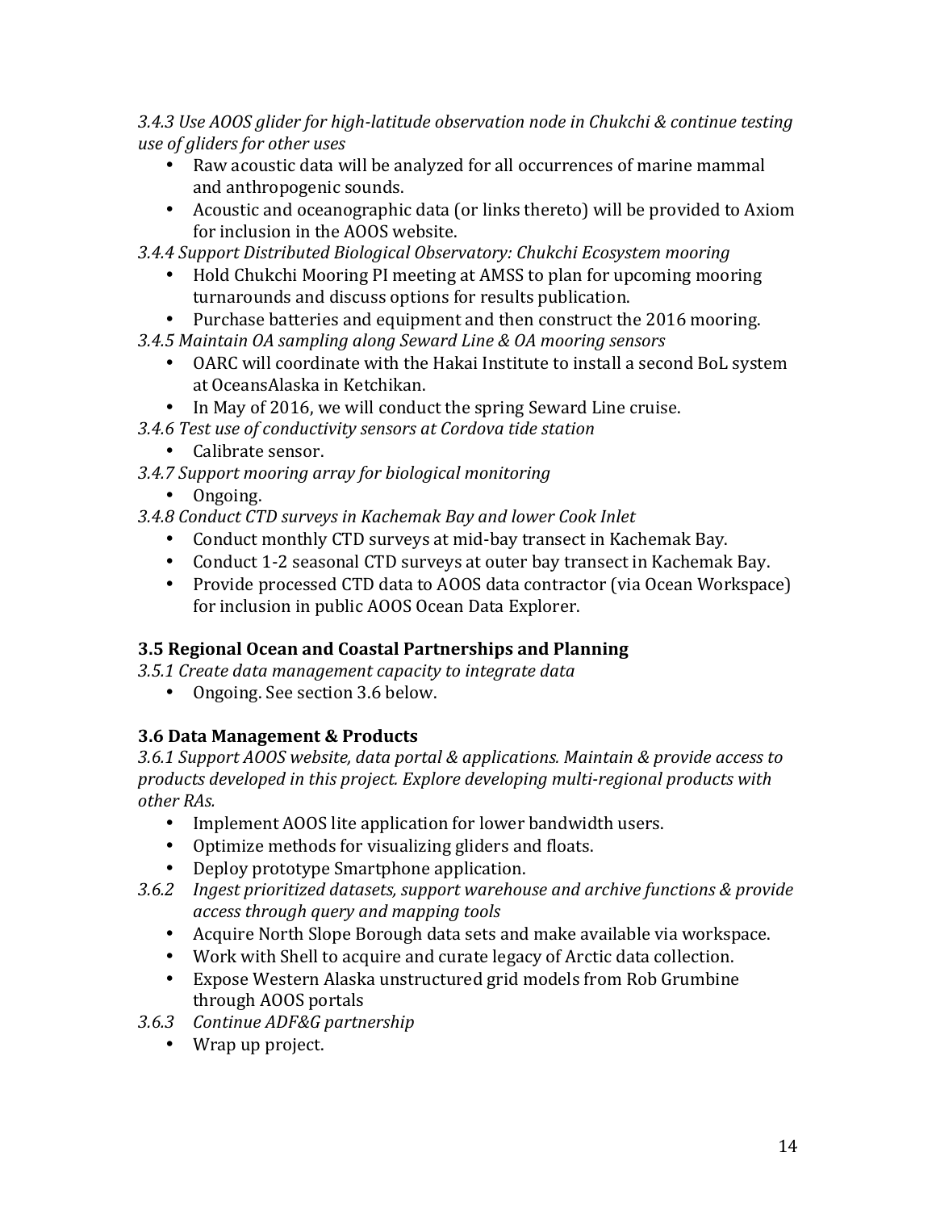*3.4.3 Use AOOS glider for high-latitude observation node in Chukchi & continue testing use of gliders for other uses*

- Raw acoustic data will be analyzed for all occurrences of marine mammal and anthropogenic sounds.
- Acoustic and oceanographic data (or links thereto) will be provided to Axiom for inclusion in the AOOS website.

*3.4.4 Support Distributed Biological Observatory: Chukchi Ecosystem mooring*

- Hold Chukchi Mooring PI meeting at AMSS to plan for upcoming mooring turnarounds and discuss options for results publication.
- Purchase batteries and equipment and then construct the 2016 mooring.

*3.4.5 Maintain OA sampling along Seward Line & OA mooring sensors*

- OARC will coordinate with the Hakai Institute to install a second BoL system at OceansAlaska in Ketchikan.
- In May of 2016, we will conduct the spring Seward Line cruise.

*3.4.6 Test use of conductivity sensors at Cordova tide station*

- Calibrate sensor.

*3.4.7 Support mooring array for biological monitoring*

- Ongoing.

*3.4.8 Conduct CTD surveys in Kachemak Bay and lower Cook Inlet*

- Conduct monthly CTD surveys at mid-bay transect in Kachemak Bay.
- Conduct 1-2 seasonal CTD surveys at outer bay transect in Kachemak Bay.
- Provide processed CTD data to AOOS data contractor (via Ocean Workspace) for inclusion in public AOOS Ocean Data Explorer.

### 3.5 Regional Ocean and Coastal Partnerships and Planning

*3.5.1 Create data management capacity to integrate data*

- Ongoing. See section 3.6 below.

### 3.6 Data Management & Products

*3.6.1 Support AOOS website, data portal & applications. Maintain & provide access to products developed in this project. Explore developing multi-regional products with other RAs.*

- Implement AOOS lite application for lower bandwidth users.
- Optimize methods for visualizing gliders and floats.
- Deploy prototype Smartphone application.

*3.6.2 Ingest prioritized datasets, support warehouse and archive functions & provide access through query and mapping tools*

- Acquire North Slope Borough data sets and make available via workspace.
- Work with Shell to acquire and curate legacy of Arctic data collection.
- Expose Western Alaska unstructured grid models from Rob Grumbine through AOOS portals

*3.6.3 Continue ADF&G partnership*

- Wrap up project.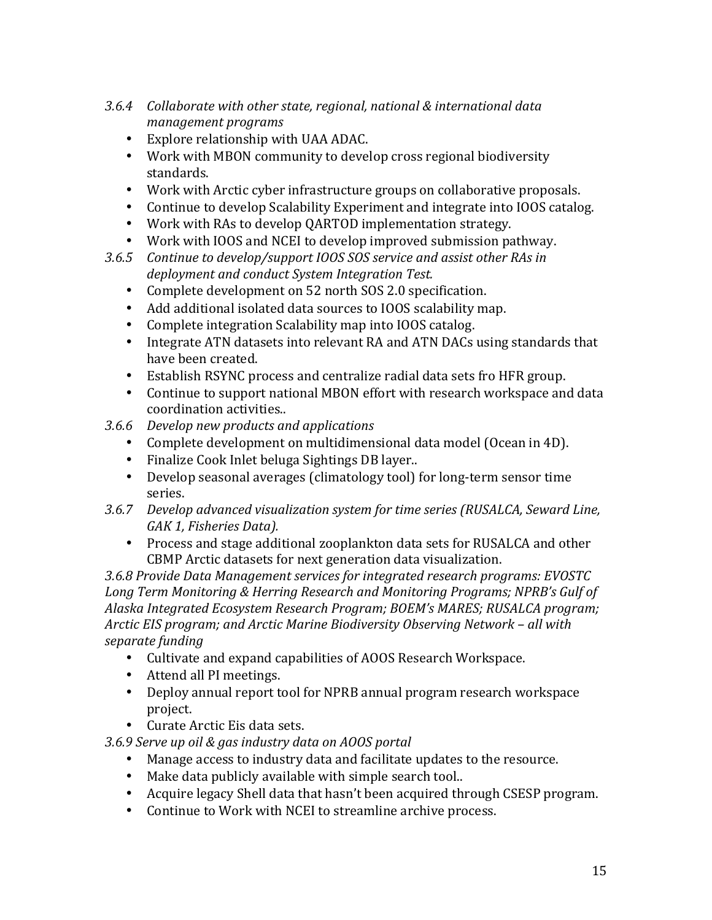*3.6.4 Collaborate with other state, regional, national & international data management programs*

- Explore relationship with UAA ADAC.
- Work with MBON community to develop cross regional biodiversity standards.
- Work with Arctic cyber infrastructure groups on collaborative proposals.
- Continue to develop Scalability Experiment and integrate into IOOS catalog.
- Work with RAs to develop QARTOD implementation strategy.
- Work with IOOS and NCEI to develop improved submission pathway.

*3.6.5 Continue to develop/support IOOS SOS service and assist other RAs in deployment and conduct System Integration Test.*

- Complete development on 52 north SOS 2.0 specification.
- Add additional isolated data sources to IOOS scalability map.
- Complete integration Scalability map into IOOS catalog.
- Integrate ATN datasets into relevant RA and ATN DACs using standards that have been created.
- Establish RSYNC process and centralize radial data sets fro HFR group.
- Continue to support national MBON effort with research workspace and data coordination activities..

*3.6.6 Develop new products and applications*

- Complete development on multidimensional data model (Ocean in 4D).
- Finalize Cook Inlet beluga Sightings DB layer..
- Develop seasonal averages (climatology tool) for long-term sensor time series.

*3.6.7 Develop advanced visualization system for time series (RUSALCA, Seward Line, GAK 1, Fisheries Data).*

- Process and stage additional zooplankton data sets for RUSALCA and other CBMP Arctic datasets for next generation data visualization.

*3.6.8 Provide Data Management services for integrated research programs: EVOSTC Long Term Monitoring & Herring Research and Monitoring Programs; NPRB's Gulf of Alaska Integrated Ecosystem Research Program; BOEM's MARES; RUSALCA program; Arctic EIS program; and Arctic Marine Biodiversity Observing Network – all with separate funding*

- Cultivate and expand capabilities of AOOS Research Workspace.
- Attend all PI meetings.
- Deploy annual report tool for NPRB annual program research workspace project.
- Curate Arctic Eis data sets.

*3.6.9 Serve up oil & gas industry data on AOOS portal*

- Manage access to industry data and facilitate updates to the resource.
- Make data publicly available with simple search tool..
- Acquire legacy Shell data that hasn't been acquired through CSESP program.
- Continue to Work with NCEI to streamline archive process.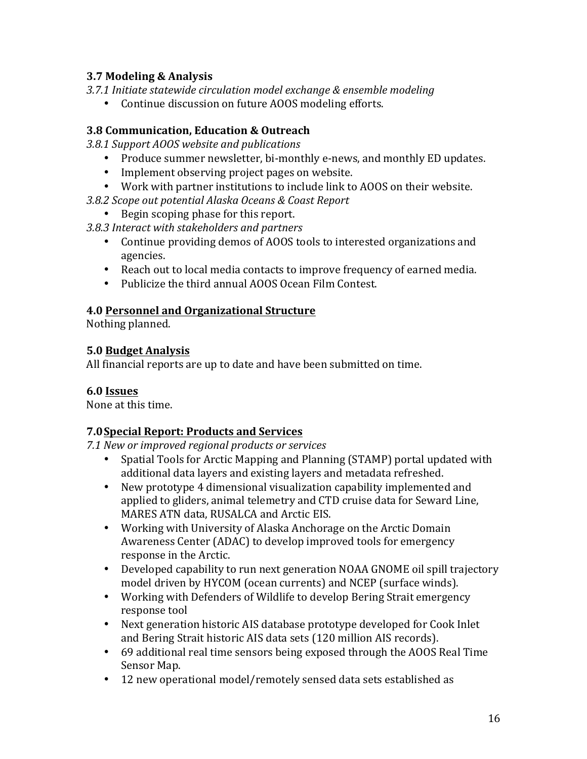### 3.7 Modeling & Analysis

*3.7.1 Initiate statewide circulation model exchange & ensemble modeling*

- Continue discussion on future AOOS modeling efforts.

### 3.8 Communication, Education & Outreach

*3.8.1 Support AOOS website and publications*

- Produce summer newsletter, bi-monthly e-news, and monthly ED updates.
- Implement observing project pages on website.
- Work with partner institutions to include link to AOOS on their website.

*3.8.2 Scope out potential Alaska Oceans & Coast Report*

- Begin scoping phase for this report.

*3.8.3 Interact with stakeholders and partners*

- Continue providing demos of AOOS tools to interested organizations and agencies.
- Reach out to local media contacts to improve frequency of earned media.
- Publicize the third annual AOOS Ocean Film Contest.

## 4.0 Personnel and Organizational Structure

Nothing planned.

## 5.0 Budget Analysis

All financial reports are up to date and have been submitted on time.

## 6.0 Issues

None at this time.

## 7.0 Special Report: Products and Services

*7.1 New or improved regional products or services*

- Spatial Tools for Arctic Mapping and Planning (STAMP) portal updated with additional data layers and existing layers and metadata refreshed.
- New prototype 4 dimensional visualization capability implemented and applied to gliders, animal telemetry and CTD cruise data for Seward Line, MARES ATN data, RUSALCA and Arctic EIS.
- Working with University of Alaska Anchorage on the Arctic Domain Awareness Center (ADAC) to develop improved tools for emergency response in the Arctic.
- Developed capability to run next generation NOAA GNOME oil spill trajectory model driven by HYCOM (ocean currents) and NCEP (surface winds).
- Working with Defenders of Wildlife to develop Bering Strait emergency response tool
- Next generation historic AIS database prototype developed for Cook Inlet and Bering Strait historic AIS data sets (120 million AIS records).
- 69 additional real time sensors being exposed through the AOOS Real Time Sensor Map.
- 12 new operational model/remotely sensed data sets established as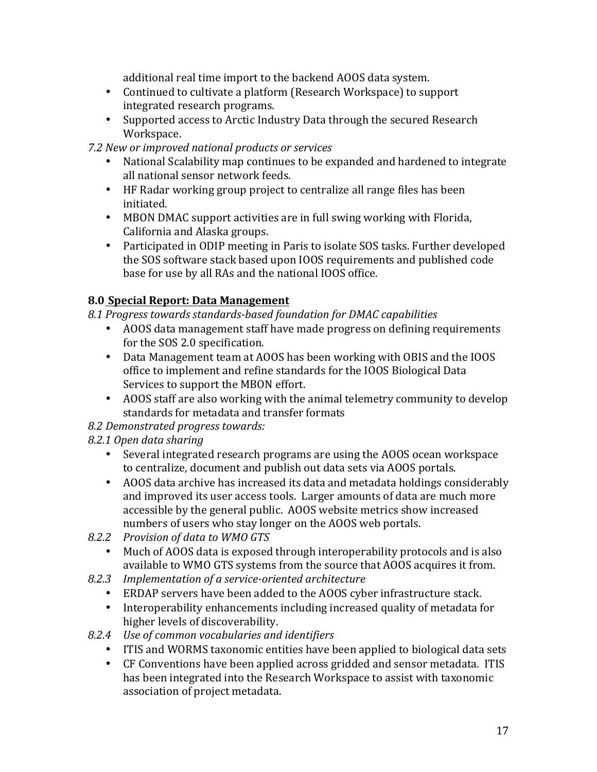additional real time import to the backend AOOS data system.

- Continued to cultivate a platform (Research Workspace) to support integrated research programs.
- Supported access to Arctic Industry Data through the secured Research Workspace.

*7.2 New or improved national products or services*

- National Scalability map continues to be expanded and hardened to integrate all national sensor network feeds.
- HF Radar working group project to centralize all range files has been initiated.
- MBON DMAC support activities are in full swing working with Florida, California and Alaska groups.
- Participated in ODIP meeting in Paris to isolate SOS tasks. Further developed the SOS software stack based upon IOOS requirements and published code base for use by all RAs and the national IOOS office.

## 8.0 <u>Special Report: Data Management</u>

*8.1 Progress towards standards-based foundation for DMAC capabilities*

- AOOS data management staff have made progress on defining requirements for the SOS 2.0 specification.
- Data Management team at AOOS has been working with OBIS and the IOOS office to implement and refine standards for the IOOS Biological Data Services to support the MBON effort.
- AOOS staff are also working with the animal telemetry community to develop standards for metadata and transfer formats

*8.2 Demonstrated progress towards:*

*8.2.1 Open data sharing*

- Several integrated research programs are using the AOOS ocean workspace to centralize, document and publish out data sets via AOOS portals.
- AOOS data archive has increased its data and metadata holdings considerably and improved its user access tools. Larger amounts of data are much more accessible by the general public. AOOS website metrics show increased numbers of users who stay longer on the AOOS web portals.

*8.2.2 Provision of data to WMO GTS*

- Much of AOOS data is exposed through interoperability protocols and is also available to WMO GTS systems from the source that AOOS acquires it from.

*8.2.3 Implementation of a service-oriented architecture*

- ERDAP servers have been added to the AOOS cyber infrastructure stack.
- Interoperability enhancements including increased quality of metadata for higher levels of discoverability.

*8.2.4 Use of common vocabularies and identifiers*

- ITIS and WORMS taxonomic entities have been applied to biological data sets
- CF Conventions have been applied across gridded and sensor metadata. ITIS has been integrated into the Research Workspace to assist with taxonomic association of project metadata.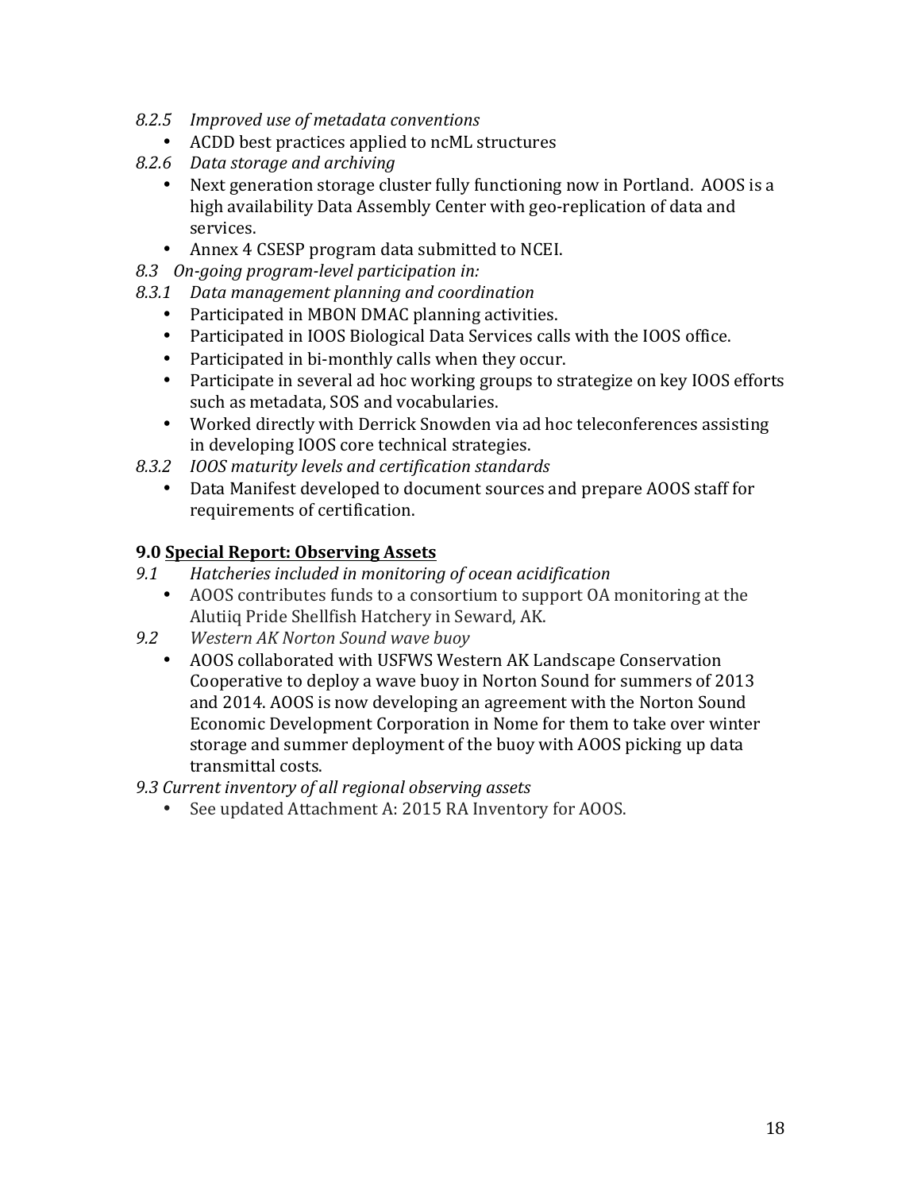*8.2.5 Improved use of metadata conventions*

- ACDD best practices applied to ncML structures

*8.2.6 Data storage and archiving*

- Next generation storage cluster fully functioning now in Portland. AOOS is a high availability Data Assembly Center with geo-replication of data and services.
- Annex 4 CSESP program data submitted to NCEI.

*8.3 On-going program-level participation in:*

*8.3.1 Data management planning and coordination*

- Participated in MBON DMAC planning activities.
- Participated in IOOS Biological Data Services calls with the IOOS office.
- Participated in bi-monthly calls when they occur.
- Participate in several ad hoc working groups to strategize on key IOOS efforts such as metadata, SOS and vocabularies.
- Worked directly with Derrick Snowden via ad hoc teleconferences assisting in developing IOOS core technical strategies.

*8.3.2 IOOS maturity levels and certification standards*

- Data Manifest developed to document sources and prepare AOOS staff for requirements of certification.

## 9.0 Special Report: Observing Assets

*9.1 Hatcheries included in monitoring of ocean acidification*

- AOOS contributes funds to a consortium to support OA monitoring at the Alutiiq Pride Shellfish Hatchery in Seward, AK.

*9.2 Western AK Norton Sound wave buoy*

- AOOS collaborated with USFWS Western AK Landscape Conservation Cooperative to deploy a wave buoy in Norton Sound for summers of 2013 and 2014. AOOS is now developing an agreement with the Norton Sound Economic Development Corporation in Nome for them to take over winter storage and summer deployment of the buoy with AOOS picking up data transmittal costs.

*9.3 Current inventory of all regional observing assets*

- See updated Attachment A: 2015 RA Inventory for AOOS.